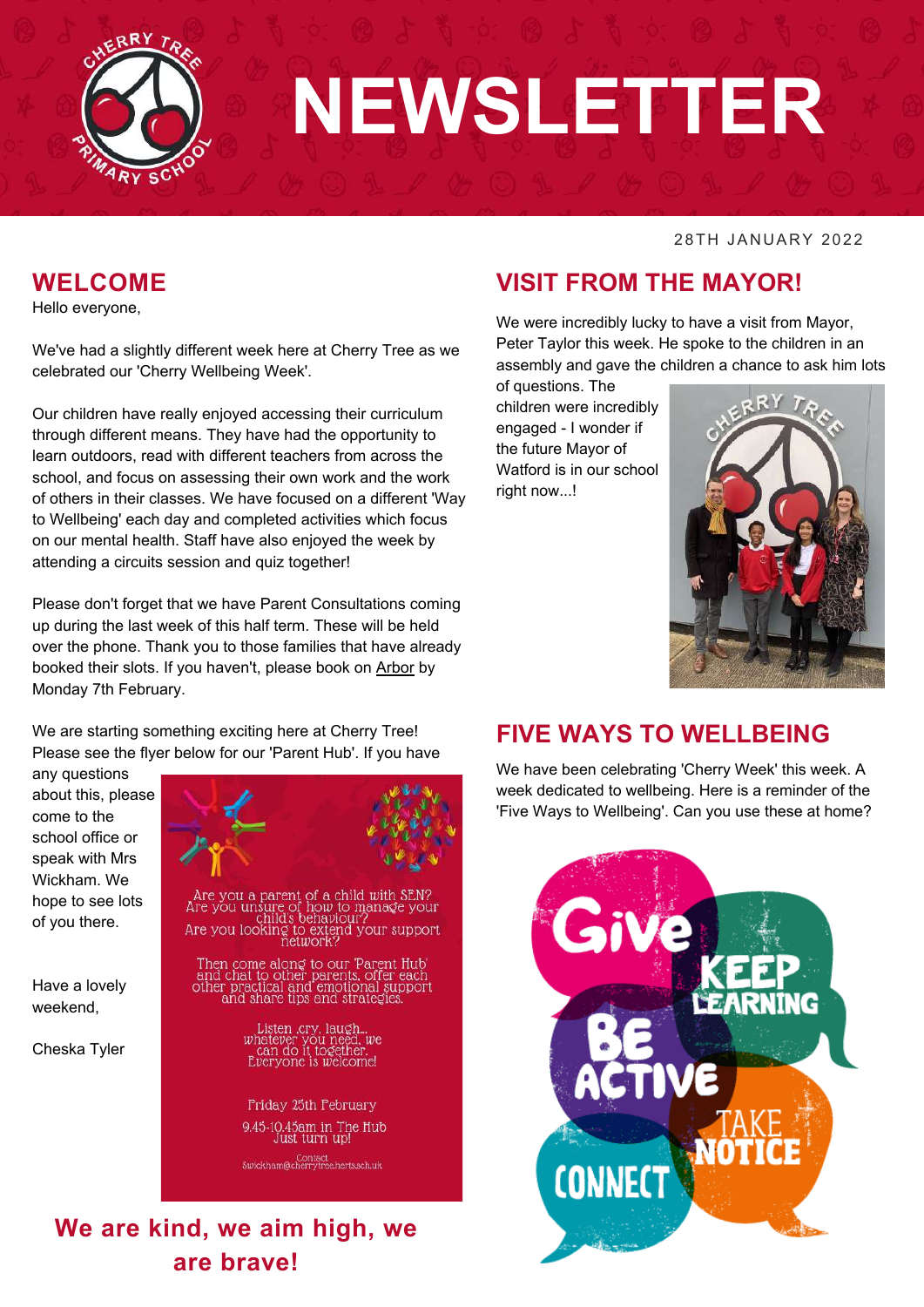# NEWSLETTER

28TH JANUARY 2022

## WELCOME

Hello everyone,

We've had a slightly different week here at Cherry Tree as we celebrated our 'Cherry Wellbeing Week'.

Our children have really enjoyed accessing their curriculum through different means. They have had the opportunity to learn outdoors, read with different teachers from across the school, and focus on assessing their own work and the work of others in their classes. We have focused on a different 'Way to Wellbeing' each day and completed activities which focus on our mental health. Staff have also enjoyed the week by attending a circuits session and quiz together!

Please don't forget that we have Parent Consultations coming up during the last week of this half term. These will be held over the phone. Thank you to those families that have already booked their slots. If you haven't, please book on Arbor by Monday 7th February.

We are starting something exciting here at Cherry Tree! Please see the flyer below for our 'Parent Hub'. If you have any questions about this, please come to the school office or speak with Mrs Wickham. We hope to see lots of you there.

Are you a parent of a child with SEN?
Are you unsure of how to manage your child's behaviour?
Are you looking to extend your support network?

Then come along to our 'Parent Hub' and chat to other parents, offer each other practical and emotional support and share tips and strategies.

Listen, cry, laugh... whatever you need, we can do it together. Everyone is welcome!

Friday 25th February

9.45-10.45am in The Hub
Just turn up!

Contact
swickham@cherrytree.herts.sch.uk

Have a lovely weekend,

Cheska Tyler

**We are kind, we aim high, we are brave!**

## VISIT FROM THE MAYOR!

We were incredibly lucky to have a visit from Mayor, Peter Taylor this week. He spoke to the children in an assembly and gave the children a chance to ask him lots of questions. The children were incredibly engaged - I wonder if the future Mayor of Watford is in our school right now...!

## FIVE WAYS TO WELLBEING

We have been celebrating 'Cherry Week' this week. A week dedicated to wellbeing. Here is a reminder of the 'Five Ways to Wellbeing'. Can you use these at home?

Give
Keep Learning
Be Active
Take Notice
Connect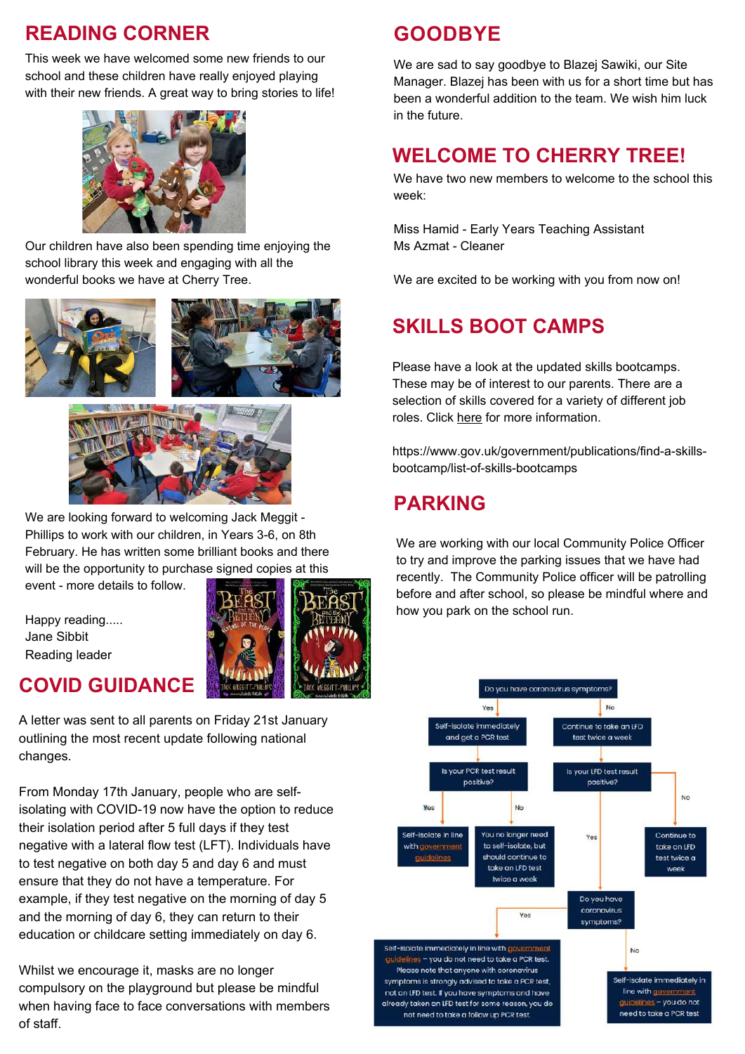## READING CORNER

This week we have welcomed some new friends to our school and these children have really enjoyed playing with their new friends. A great way to bring stories to life!

Our children have also been spending time enjoying the school library this week and engaging with all the wonderful books we have at Cherry Tree.

We are looking forward to welcoming Jack Meggit - Phillips to work with our children, in Years 3-6, on 8th February. He has written some brilliant books and there will be the opportunity to purchase signed copies at this event - more details to follow.

Happy reading.....
Jane Sibbit
Reading leader

## COVID GUIDANCE

A letter was sent to all parents on Friday 21st January outlining the most recent update following national changes.

From Monday 17th January, people who are self-isolating with COVID-19 now have the option to reduce their isolation period after 5 full days if they test negative with a lateral flow test (LFT). Individuals have to test negative on both day 5 and day 6 and must ensure that they do not have a temperature. For example, if they test negative on the morning of day 5 and the morning of day 6, they can return to their education or childcare setting immediately on day 6.

Whilst we encourage it, masks are no longer compulsory on the playground but please be mindful when having face to face conversations with members of staff.

## GOODBYE

We are sad to say goodbye to Blazej Sawiki, our Site Manager. Blazej has been with us for a short time but has been a wonderful addition to the team. We wish him luck in the future.

## WELCOME TO CHERRY TREE!

We have two new members to welcome to the school this week:

Miss Hamid - Early Years Teaching Assistant
Ms Azmat - Cleaner

We are excited to be working with you from now on!

## SKILLS BOOT CAMPS

Please have a look at the updated skills bootcamps. These may be of interest to our parents. There are a selection of skills covered for a variety of different job roles. Click here for more information.

https://www.gov.uk/government/publications/find-a-skills-bootcamp/list-of-skills-bootcamps

## PARKING

We are working with our local Community Police Officer to try and improve the parking issues that we have had recently. The Community Police officer will be patrolling before and after school, so please be mindful where and how you park on the school run.

Do you have coronavirus symptoms?

- Yes → Self-isolate immediately and get a PCR test → Is your PCR test result positive?
  - Yes → Self-isolate in line with government guidelines
  - No → You no longer need to self-isolate, but should continue to take an LFD test twice a week
- No → Continue to take an LFD test twice a week → Is your LFD test result positive?
  - No → Continue to take an LFD test twice a week
  - Yes → Do you have coronavirus symptoms?
    - Yes → Self-isolate immediately in line with government guidelines – you do not need to take a PCR test. Please note that anyone with coronavirus symptoms is strongly advised to take a PCR test, not an LFD test. If you have symptoms and have already taken an LFD test for some reason, you do not need to take a follow up PCR test
    - No → Self-isolate immediately in line with government guidelines – you do not need to take a PCR test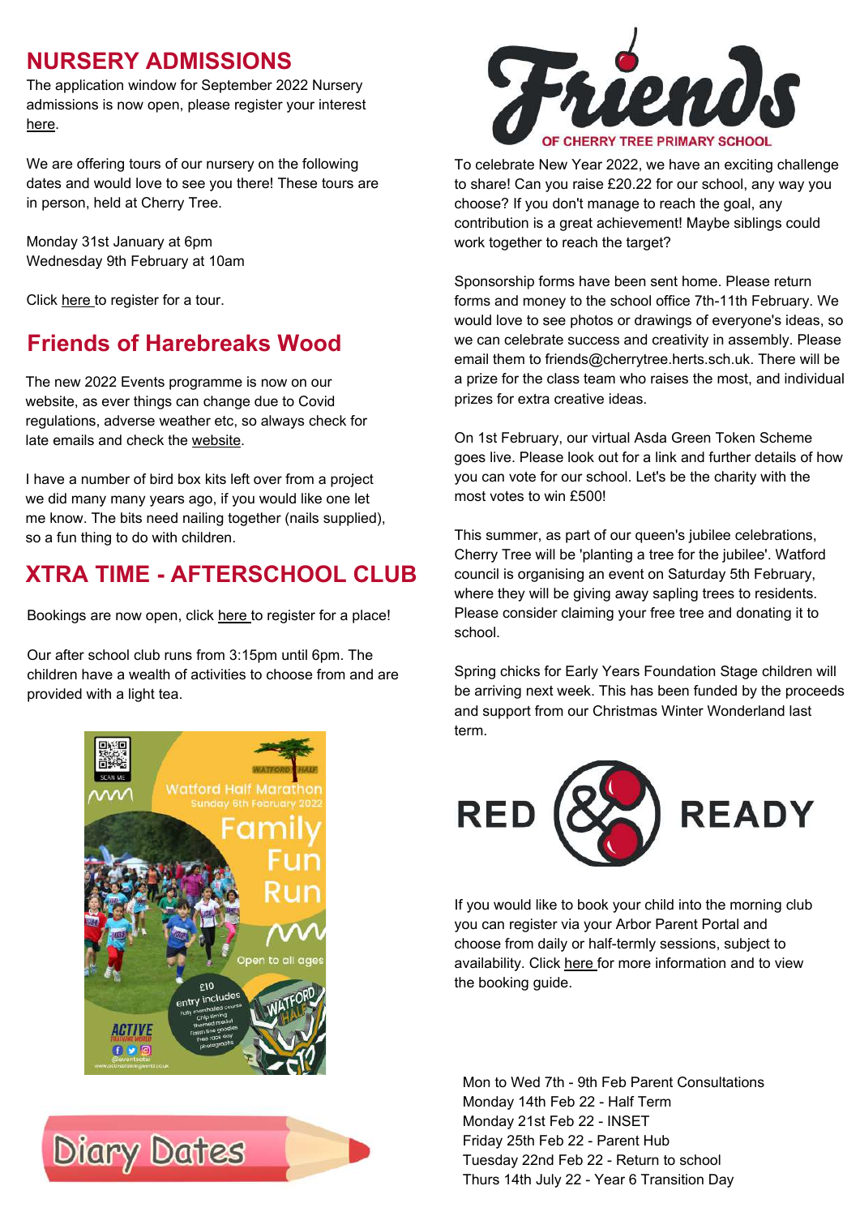## NURSERY ADMISSIONS

The application window for September 2022 Nursery admissions is now open, please register your interest here.

We are offering tours of our nursery on the following dates and would love to see you there! These tours are in person, held at Cherry Tree.

Monday 31st January at 6pm
Wednesday 9th February at 10am

Click here to register for a tour.

## Friends of Harebreaks Wood

The new 2022 Events programme is now on our website, as ever things can change due to Covid regulations, adverse weather etc, so always check for late emails and check the website.

I have a number of bird box kits left over from a project we did many many years ago, if you would like one let me know. The bits need nailing together (nails supplied), so a fun thing to do with children.

## XTRA TIME - AFTERSCHOOL CLUB

Bookings are now open, click here to register for a place!

Our after school club runs from 3:15pm until 6pm. The children have a wealth of activities to choose from and are provided with a light tea.

## Diary Dates

Mon to Wed 7th - 9th Feb Parent Consultations
Monday 14th Feb 22 - Half Term
Monday 21st Feb 22 - INSET
Friday 25th Feb 22 - Parent Hub
Tuesday 22nd Feb 22 - Return to school
Thurs 14th July 22 - Year 6 Transition Day

## Friends OF CHERRY TREE PRIMARY SCHOOL

To celebrate New Year 2022, we have an exciting challenge to share! Can you raise £20.22 for our school, any way you choose? If you don't manage to reach the goal, any contribution is a great achievement! Maybe siblings could work together to reach the target?

Sponsorship forms have been sent home. Please return forms and money to the school office 7th-11th February. We would love to see photos or drawings of everyone's ideas, so we can celebrate success and creativity in assembly. Please email them to friends@cherrytree.herts.sch.uk. There will be a prize for the class team who raises the most, and individual prizes for extra creative ideas.

On 1st February, our virtual Asda Green Token Scheme goes live. Please look out for a link and further details of how you can vote for our school. Let's be the charity with the most votes to win £500!

This summer, as part of our queen's jubilee celebrations, Cherry Tree will be 'planting a tree for the jubilee'. Watford council is organising an event on Saturday 5th February, where they will be giving away sapling trees to residents. Please consider claiming your free tree and donating it to school.

Spring chicks for Early Years Foundation Stage children will be arriving next week. This has been funded by the proceeds and support from our Christmas Winter Wonderland last term.

## RED & READY

If you would like to book your child into the morning club you can register via your Arbor Parent Portal and choose from daily or half-termly sessions, subject to availability. Click here for more information and to view the booking guide.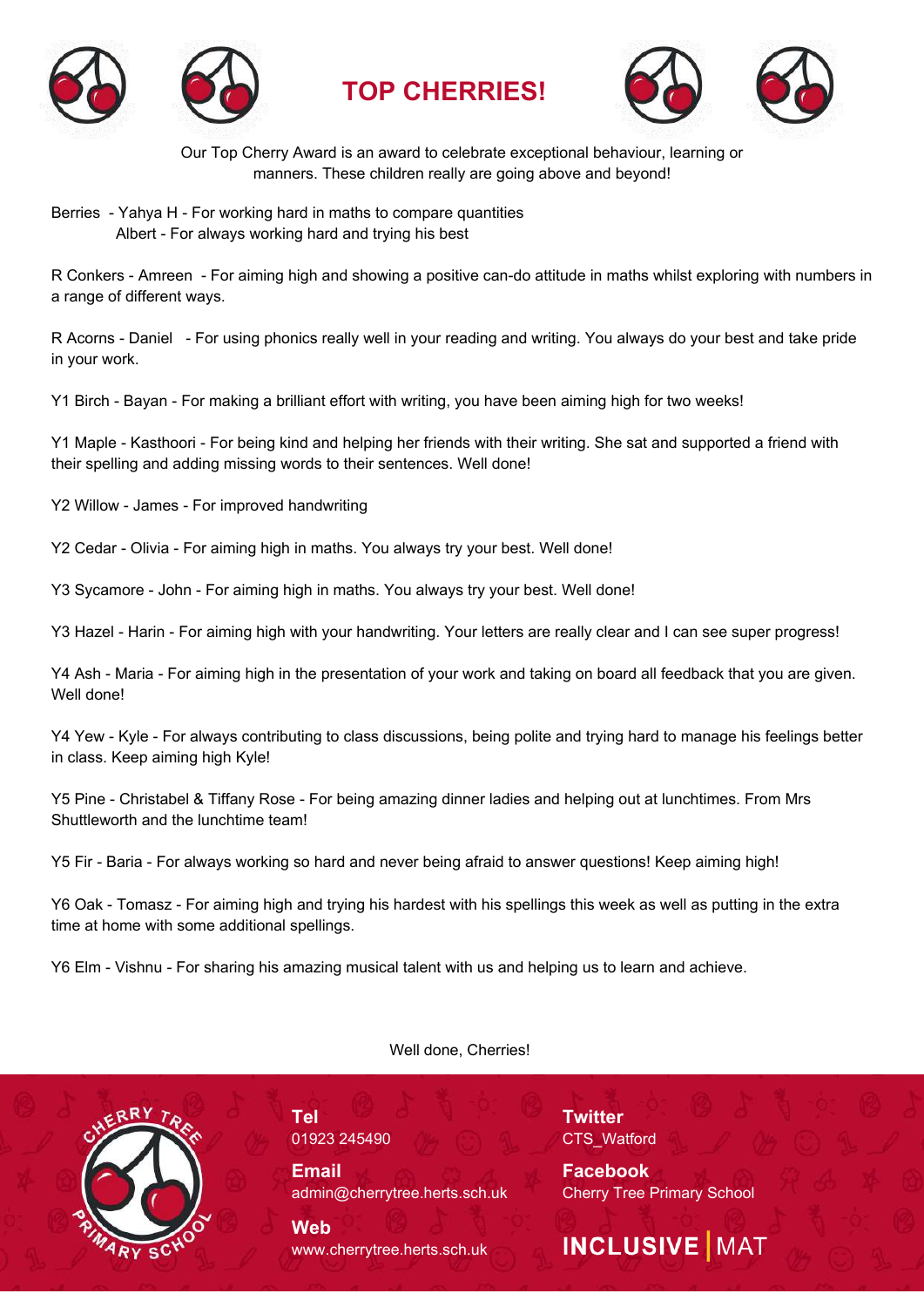# TOP CHERRIES!

Our Top Cherry Award is an award to celebrate exceptional behaviour, learning or manners. These children really are going above and beyond!

Berries - Yahya H - For working hard in maths to compare quantities
Albert - For always working hard and trying his best

R Conkers - Amreen - For aiming high and showing a positive can-do attitude in maths whilst exploring with numbers in a range of different ways.

R Acorns - Daniel - For using phonics really well in your reading and writing. You always do your best and take pride in your work.

Y1 Birch - Bayan - For making a brilliant effort with writing, you have been aiming high for two weeks!

Y1 Maple - Kasthoori - For being kind and helping her friends with their writing. She sat and supported a friend with their spelling and adding missing words to their sentences. Well done!

Y2 Willow - James - For improved handwriting

Y2 Cedar - Olivia - For aiming high in maths. You always try your best. Well done!

Y3 Sycamore - John - For aiming high in maths. You always try your best. Well done!

Y3 Hazel - Harin - For aiming high with your handwriting. Your letters are really clear and I can see super progress!

Y4 Ash - Maria - For aiming high in the presentation of your work and taking on board all feedback that you are given. Well done!

Y4 Yew - Kyle - For always contributing to class discussions, being polite and trying hard to manage his feelings better in class. Keep aiming high Kyle!

Y5 Pine - Christabel & Tiffany Rose - For being amazing dinner ladies and helping out at lunchtimes. From Mrs Shuttleworth and the lunchtime team!

Y5 Fir - Baria - For always working so hard and never being afraid to answer questions! Keep aiming high!

Y6 Oak - Tomasz - For aiming high and trying his hardest with his spellings this week as well as putting in the extra time at home with some additional spellings.

Y6 Elm - Vishnu - For sharing his amazing musical talent with us and helping us to learn and achieve.

Well done, Cherries!

CHERRY TREE PRIMARY SCHOOL

**Tel**
01923 245490

**Email**
admin@cherrytree.herts.sch.uk

**Web**
www.cherrytree.herts.sch.uk

**Twitter**
CTS_Watford

**Facebook**
Cherry Tree Primary School

**INCLUSIVE** | MAT